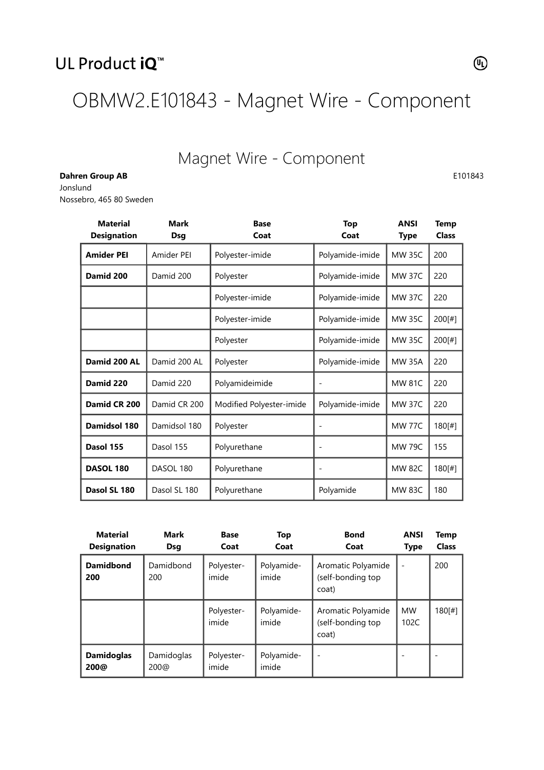UL Product iQ™

# OBMW2.E101843 - Magnet Wire - Component

## Magnet Wire - Component

**Dahren Group AB**
Jonslund
Nossebro, 465 80 Sweden

E101843

| Material Designation | Mark Dsg | Base Coat | Top Coat | ANSI Type | Temp Class |
|---|---|---|---|---|---|
| **Amider PEI** | Amider PEI | Polyester-imide | Polyamide-imide | MW 35C | 200 |
| **Damid 200** | Damid 200 | Polyester | Polyamide-imide | MW 37C | 220 |
| | | Polyester-imide | Polyamide-imide | MW 37C | 220 |
| | | Polyester-imide | Polyamide-imide | MW 35C | 200[#] |
| | | Polyester | Polyamide-imide | MW 35C | 200[#] |
| **Damid 200 AL** | Damid 200 AL | Polyester | Polyamide-imide | MW 35A | 220 |
| **Damid 220** | Damid 220 | Polyamideimide | - | MW 81C | 220 |
| **Damid CR 200** | Damid CR 200 | Modified Polyester-imide | Polyamide-imide | MW 37C | 220 |
| **Damidsol 180** | Damidsol 180 | Polyester | - | MW 77C | 180[#] |
| **Dasol 155** | Dasol 155 | Polyurethane | - | MW 79C | 155 |
| **DASOL 180** | DASOL 180 | Polyurethane | - | MW 82C | 180[#] |
| **Dasol SL 180** | Dasol SL 180 | Polyurethane | Polyamide | MW 83C | 180 |

| Material Designation | Mark Dsg | Base Coat | Top Coat | Bond Coat | ANSI Type | Temp Class |
|---|---|---|---|---|---|---|
| **Damidbond 200** | Damidbond 200 | Polyester-imide | Polyamide-imide | Aromatic Polyamide (self-bonding top coat) | - | 200 |
| | | Polyester-imide | Polyamide-imide | Aromatic Polyamide (self-bonding top coat) | MW 102C | 180[#] |
| **Damidoglas 200@** | Damidoglas 200@ | Polyester-imide | Polyamide-imide | - | - | - |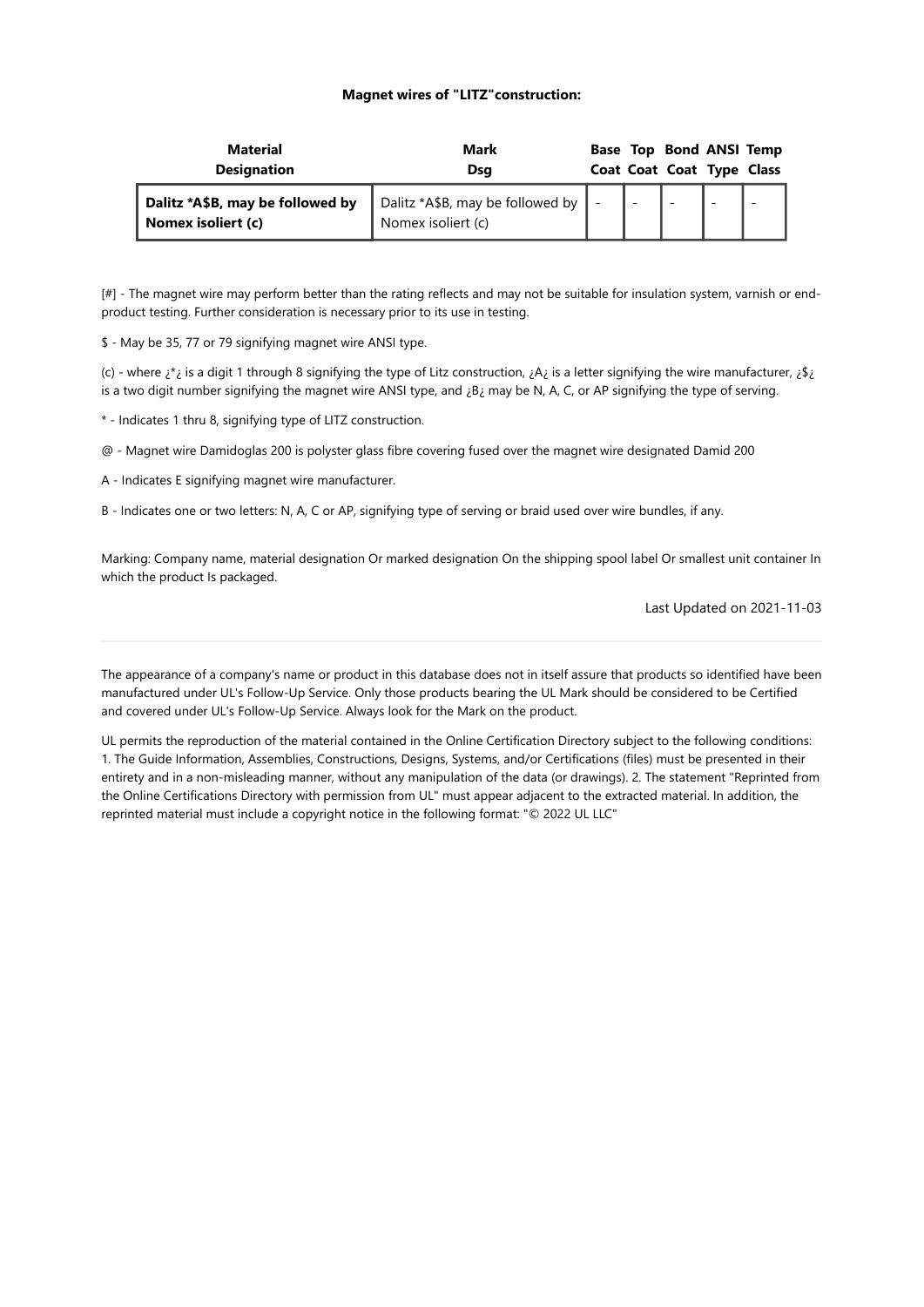**Magnet wires of "LITZ"construction:**

| Material Designation | Mark Dsg | Base Coat | Top Coat | Bond Coat | ANSI Type | Temp Class |
|---|---|---|---|---|---|---|
| **Dalitz *A$B, may be followed by Nomex isoliert (c)** | Dalitz *A$B, may be followed by Nomex isoliert (c) | - | - | - | - | - |

[#] - The magnet wire may perform better than the rating reflects and may not be suitable for insulation system, varnish or end-product testing. Further consideration is necessary prior to its use in testing.

$ - May be 35, 77 or 79 signifying magnet wire ANSI type.

(c) - where ¿*¿ is a digit 1 through 8 signifying the type of Litz construction, ¿A¿ is a letter signifying the wire manufacturer, ¿$¿ is a two digit number signifying the magnet wire ANSI type, and ¿B¿ may be N, A, C, or AP signifying the type of serving.

* - Indicates 1 thru 8, signifying type of LITZ construction.

@ - Magnet wire Damidoglas 200 is polyster glass fibre covering fused over the magnet wire designated Damid 200

A - Indicates E signifying magnet wire manufacturer.

B - Indicates one or two letters: N, A, C or AP, signifying type of serving or braid used over wire bundles, if any.

Marking: Company name, material designation Or marked designation On the shipping spool label Or smallest unit container In which the product Is packaged.

Last Updated on 2021-11-03

---

The appearance of a company's name or product in this database does not in itself assure that products so identified have been manufactured under UL's Follow-Up Service. Only those products bearing the UL Mark should be considered to be Certified and covered under UL's Follow-Up Service. Always look for the Mark on the product.

UL permits the reproduction of the material contained in the Online Certification Directory subject to the following conditions: 1. The Guide Information, Assemblies, Constructions, Designs, Systems, and/or Certifications (files) must be presented in their entirety and in a non-misleading manner, without any manipulation of the data (or drawings). 2. The statement "Reprinted from the Online Certifications Directory with permission from UL" must appear adjacent to the extracted material. In addition, the reprinted material must include a copyright notice in the following format: "© 2022 UL LLC"